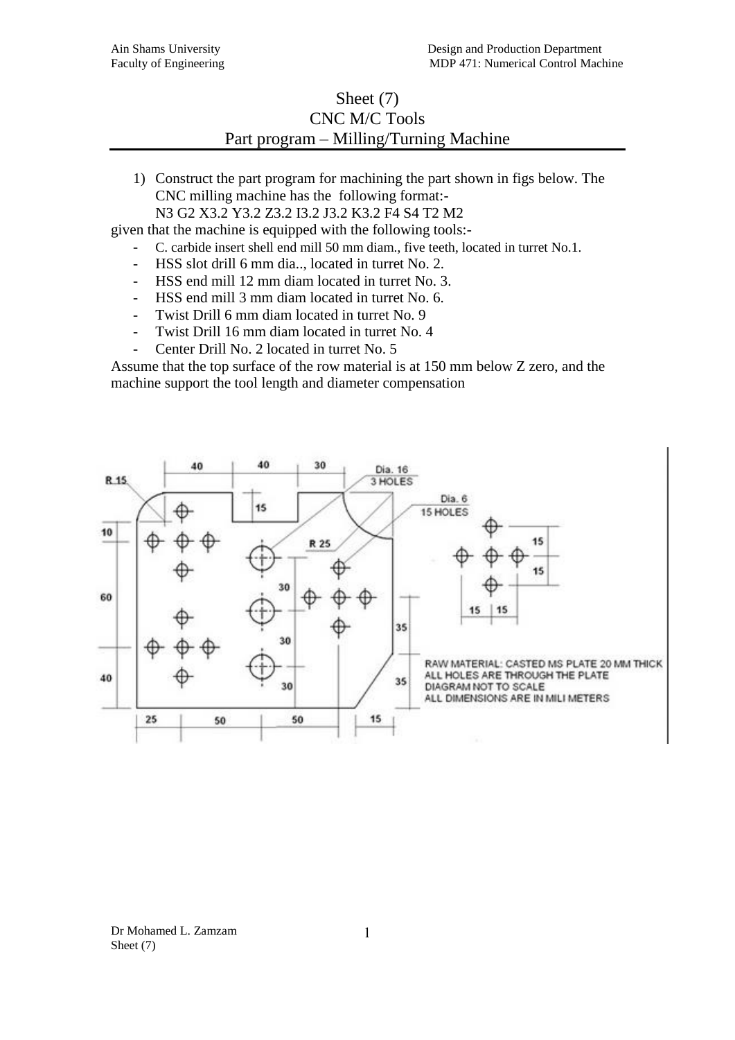# Sheet (7)
## CNC M/C Tools
## Part program – Milling/Turning Machine

1) Construct the part program for machining the part shown in figs below. The CNC milling machine has the following format:-

   N3 G2 X3.2 Y3.2 Z3.2 I3.2 J3.2 K3.2 F4 S4 T2 M2

given that the machine is equipped with the following tools:-

- C. carbide insert shell end mill 50 mm diam., five teeth, located in turret No.1.
- HSS slot drill 6 mm dia.., located in turret No. 2.
- HSS end mill 12 mm diam located in turret No. 3.
- HSS end mill 3 mm diam located in turret No. 6.
- Twist Drill 6 mm diam located in turret No. 9
- Twist Drill 16 mm diam located in turret No. 4
- Center Drill No. 2 located in turret No. 5

Assume that the top surface of the row material is at 150 mm below Z zero, and the machine support the tool length and diameter compensation

Dia. 16 3 HOLES

Dia. 6 15 HOLES

RAW MATERIAL: CASTED MS PLATE 20 MM THICK
ALL HOLES ARE THROUGH THE PLATE
DIAGRAM NOT TO SCALE
ALL DIMENSIONS ARE IN MILI METERS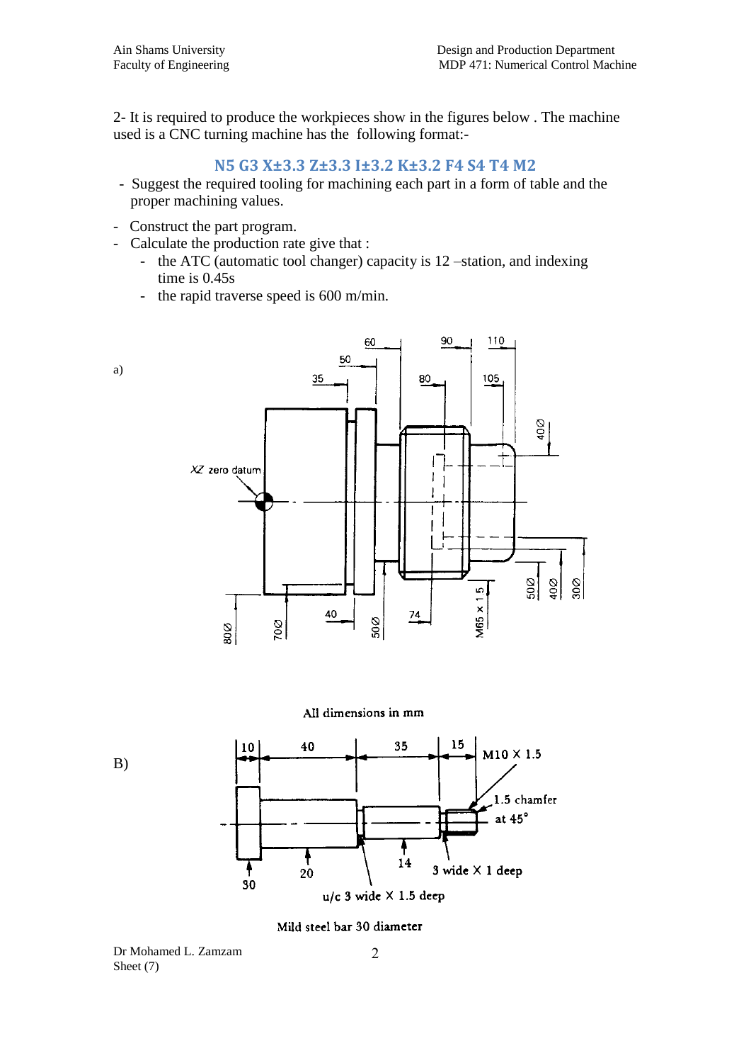2- It is required to produce the workpieces show in the figures below . The machine used is a CNC turning machine has the following format:-

**N5 G3 X±3.3 Z±3.3 I±3.2 K±3.2 F4 S4 T4 M2**

- Suggest the required tooling for machining each part in a form of table and the proper machining values.
- Construct the part program.
- Calculate the production rate give that :
  - the ATC (automatic tool changer) capacity is 12 –station, and indexing time is 0.45s
  - the rapid traverse speed is 600 m/min.

a)

60
90
110
50
35
80
105
40Ø
XZ zero datum
40
74
M65 x 1.5
50Ø
40Ø
30Ø
80Ø
70Ø
50Ø

All dimensions in mm

B)

10
40
35
15
M10 × 1.5
1.5 chamfer at 45°
14
3 wide × 1 deep
20
30
u/c 3 wide × 1.5 deep

Mild steel bar 30 diameter